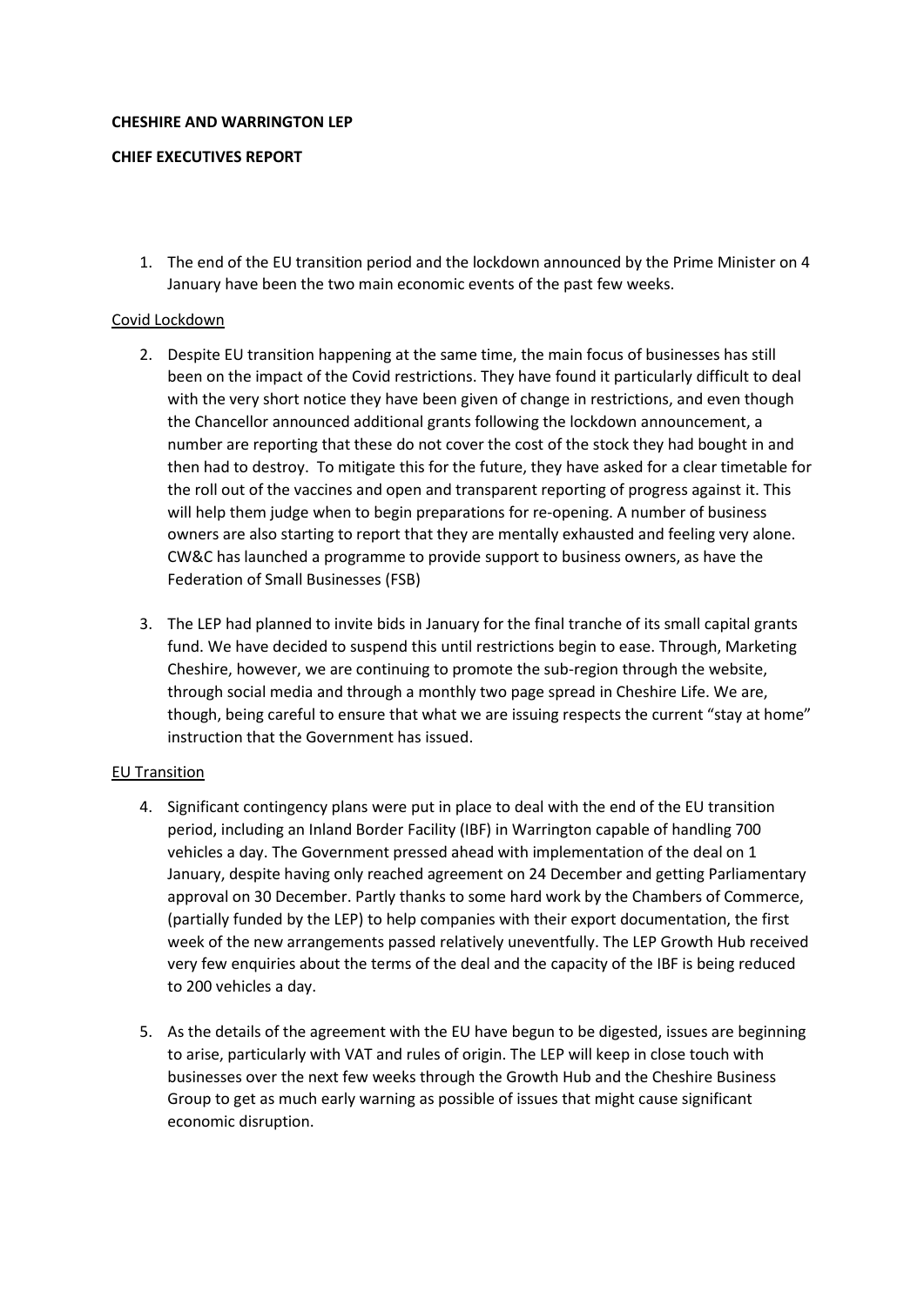**CHESHIRE AND WARRINGTON LEP**

**CHIEF EXECUTIVES REPORT**

1. The end of the EU transition period and the lockdown announced by the Prime Minister on 4 January have been the two main economic events of the past few weeks.

<u>Covid Lockdown</u>

2. Despite EU transition happening at the same time, the main focus of businesses has still been on the impact of the Covid restrictions. They have found it particularly difficult to deal with the very short notice they have been given of change in restrictions, and even though the Chancellor announced additional grants following the lockdown announcement, a number are reporting that these do not cover the cost of the stock they had bought in and then had to destroy. To mitigate this for the future, they have asked for a clear timetable for the roll out of the vaccines and open and transparent reporting of progress against it. This will help them judge when to begin preparations for re-opening. A number of business owners are also starting to report that they are mentally exhausted and feeling very alone. CW&C has launched a programme to provide support to business owners, as have the Federation of Small Businesses (FSB)

3. The LEP had planned to invite bids in January for the final tranche of its small capital grants fund. We have decided to suspend this until restrictions begin to ease. Through, Marketing Cheshire, however, we are continuing to promote the sub-region through the website, through social media and through a monthly two page spread in Cheshire Life. We are, though, being careful to ensure that what we are issuing respects the current "stay at home" instruction that the Government has issued.

<u>EU Transition</u>

4. Significant contingency plans were put in place to deal with the end of the EU transition period, including an Inland Border Facility (IBF) in Warrington capable of handling 700 vehicles a day. The Government pressed ahead with implementation of the deal on 1 January, despite having only reached agreement on 24 December and getting Parliamentary approval on 30 December. Partly thanks to some hard work by the Chambers of Commerce, (partially funded by the LEP) to help companies with their export documentation, the first week of the new arrangements passed relatively uneventfully. The LEP Growth Hub received very few enquiries about the terms of the deal and the capacity of the IBF is being reduced to 200 vehicles a day.

5. As the details of the agreement with the EU have begun to be digested, issues are beginning to arise, particularly with VAT and rules of origin. The LEP will keep in close touch with businesses over the next few weeks through the Growth Hub and the Cheshire Business Group to get as much early warning as possible of issues that might cause significant economic disruption.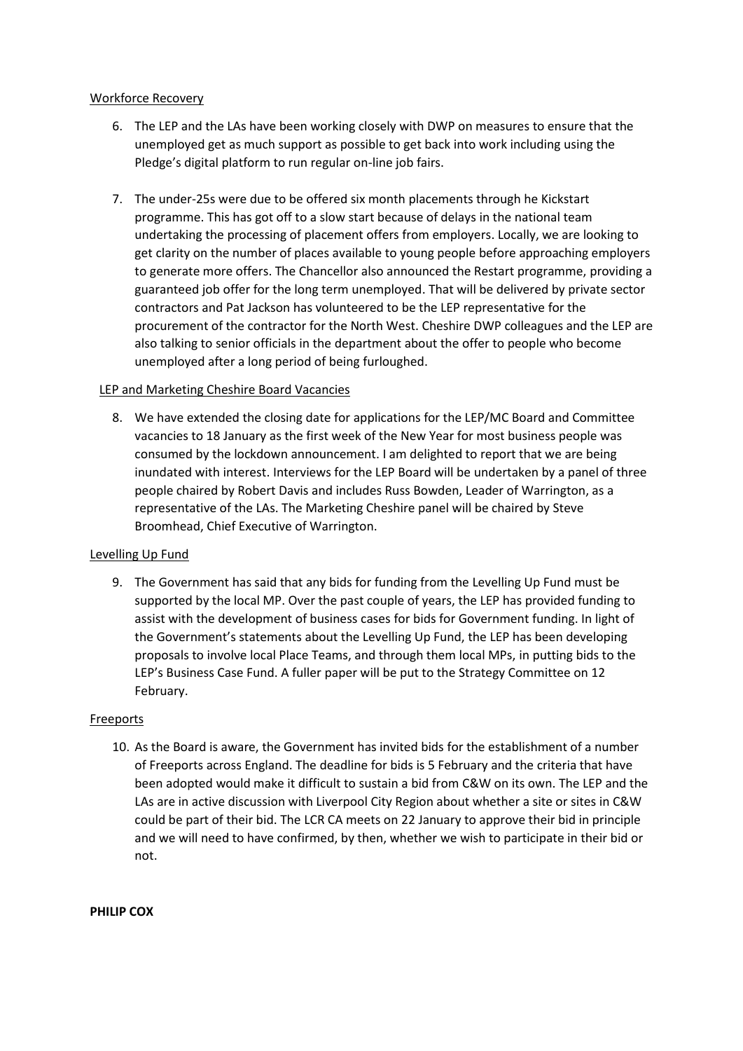Workforce Recovery

6. The LEP and the LAs have been working closely with DWP on measures to ensure that the unemployed get as much support as possible to get back into work including using the Pledge's digital platform to run regular on-line job fairs.

7. The under-25s were due to be offered six month placements through he Kickstart programme. This has got off to a slow start because of delays in the national team undertaking the processing of placement offers from employers. Locally, we are looking to get clarity on the number of places available to young people before approaching employers to generate more offers. The Chancellor also announced the Restart programme, providing a guaranteed job offer for the long term unemployed. That will be delivered by private sector contractors and Pat Jackson has volunteered to be the LEP representative for the procurement of the contractor for the North West. Cheshire DWP colleagues and the LEP are also talking to senior officials in the department about the offer to people who become unemployed after a long period of being furloughed.

LEP and Marketing Cheshire Board Vacancies

8. We have extended the closing date for applications for the LEP/MC Board and Committee vacancies to 18 January as the first week of the New Year for most business people was consumed by the lockdown announcement. I am delighted to report that we are being inundated with interest. Interviews for the LEP Board will be undertaken by a panel of three people chaired by Robert Davis and includes Russ Bowden, Leader of Warrington, as a representative of the LAs. The Marketing Cheshire panel will be chaired by Steve Broomhead, Chief Executive of Warrington.

Levelling Up Fund

9. The Government has said that any bids for funding from the Levelling Up Fund must be supported by the local MP. Over the past couple of years, the LEP has provided funding to assist with the development of business cases for bids for Government funding. In light of the Government's statements about the Levelling Up Fund, the LEP has been developing proposals to involve local Place Teams, and through them local MPs, in putting bids to the LEP's Business Case Fund. A fuller paper will be put to the Strategy Committee on 12 February.

Freeports

10. As the Board is aware, the Government has invited bids for the establishment of a number of Freeports across England. The deadline for bids is 5 February and the criteria that have been adopted would make it difficult to sustain a bid from C&W on its own. The LEP and the LAs are in active discussion with Liverpool City Region about whether a site or sites in C&W could be part of their bid. The LCR CA meets on 22 January to approve their bid in principle and we will need to have confirmed, by then, whether we wish to participate in their bid or not.

**PHILIP COX**